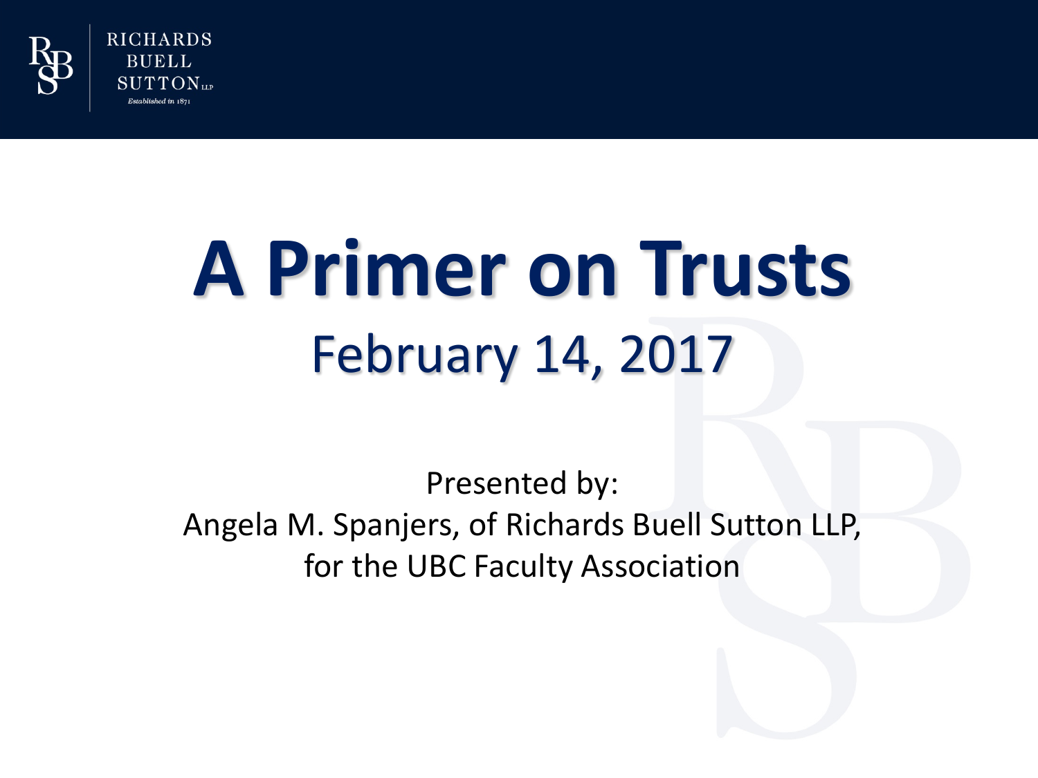RICHARDS
BUELL
SUTTON LLP
*Established in 1871*

# A Primer on Trusts

## February 14, 2017

Presented by:
Angela M. Spanjers, of Richards Buell Sutton LLP,
for the UBC Faculty Association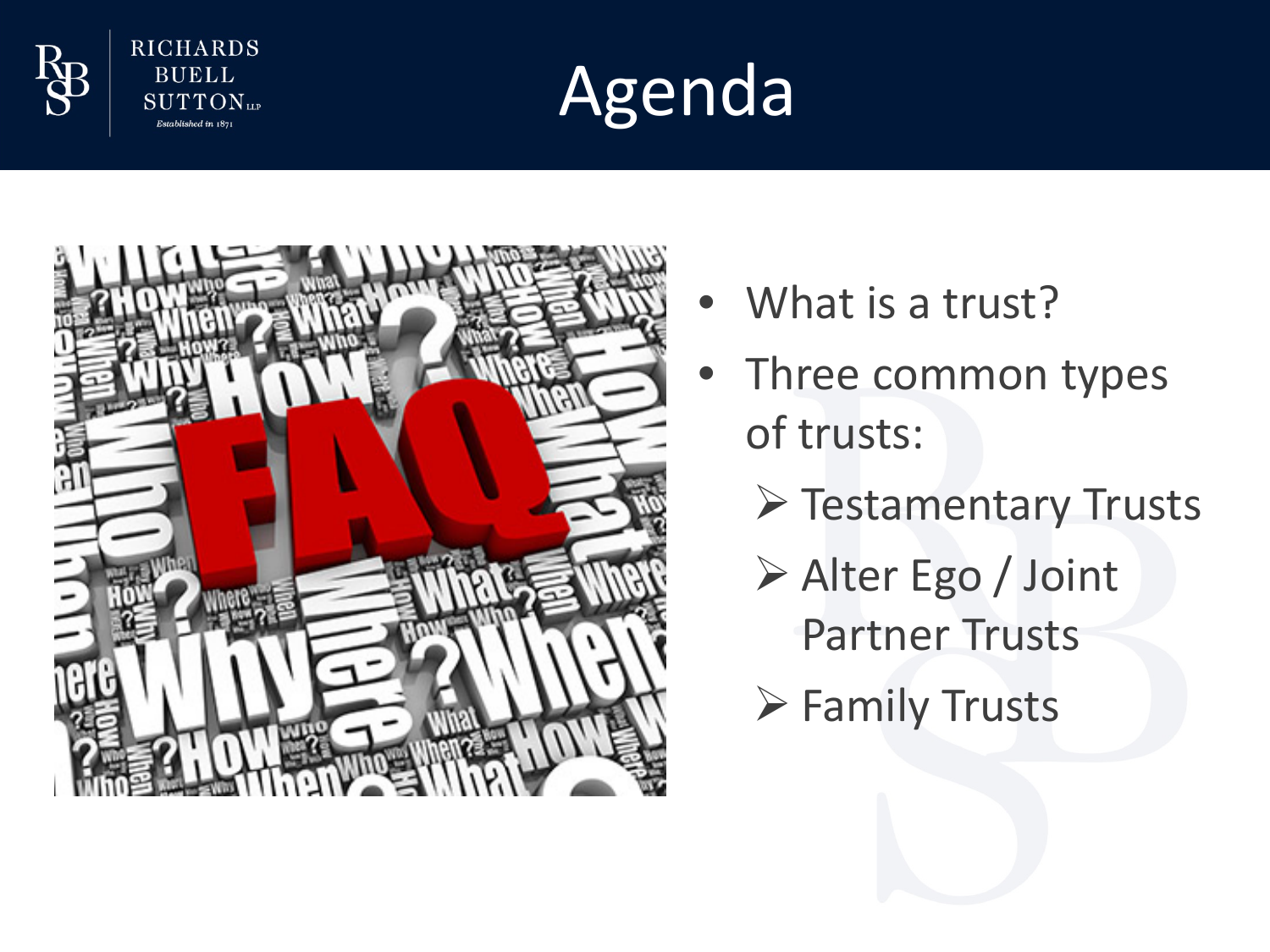# Agenda

- What is a trust?
- Three common types of trusts:
  - Testamentary Trusts
  - Alter Ego / Joint Partner Trusts
  - Family Trusts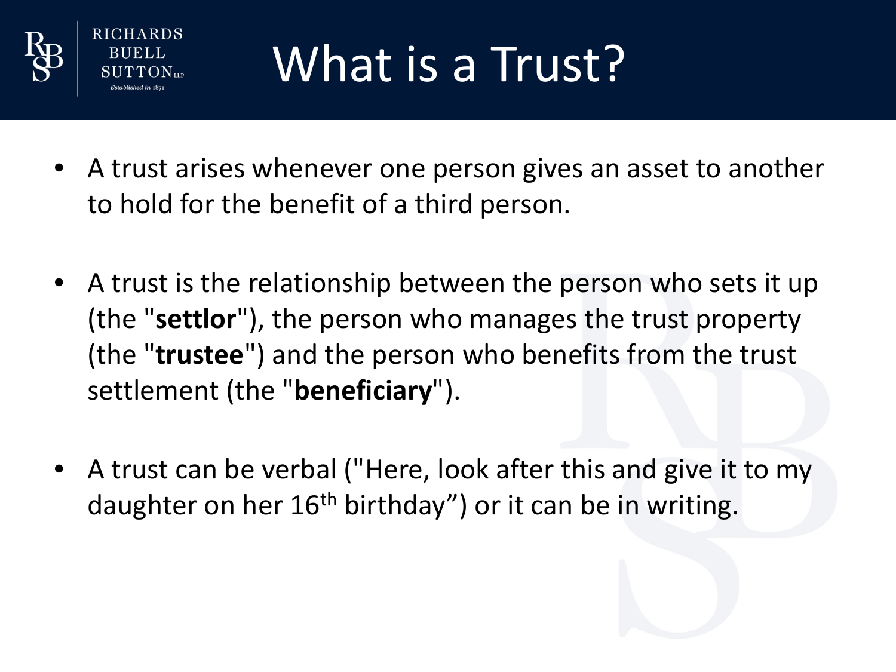# What is a Trust?

- A trust arises whenever one person gives an asset to another to hold for the benefit of a third person.

- A trust is the relationship between the person who sets it up (the "**settlor**"), the person who manages the trust property (the "**trustee**") and the person who benefits from the trust settlement (the "**beneficiary**").

- A trust can be verbal ("Here, look after this and give it to my daughter on her 16th birthday”) or it can be in writing.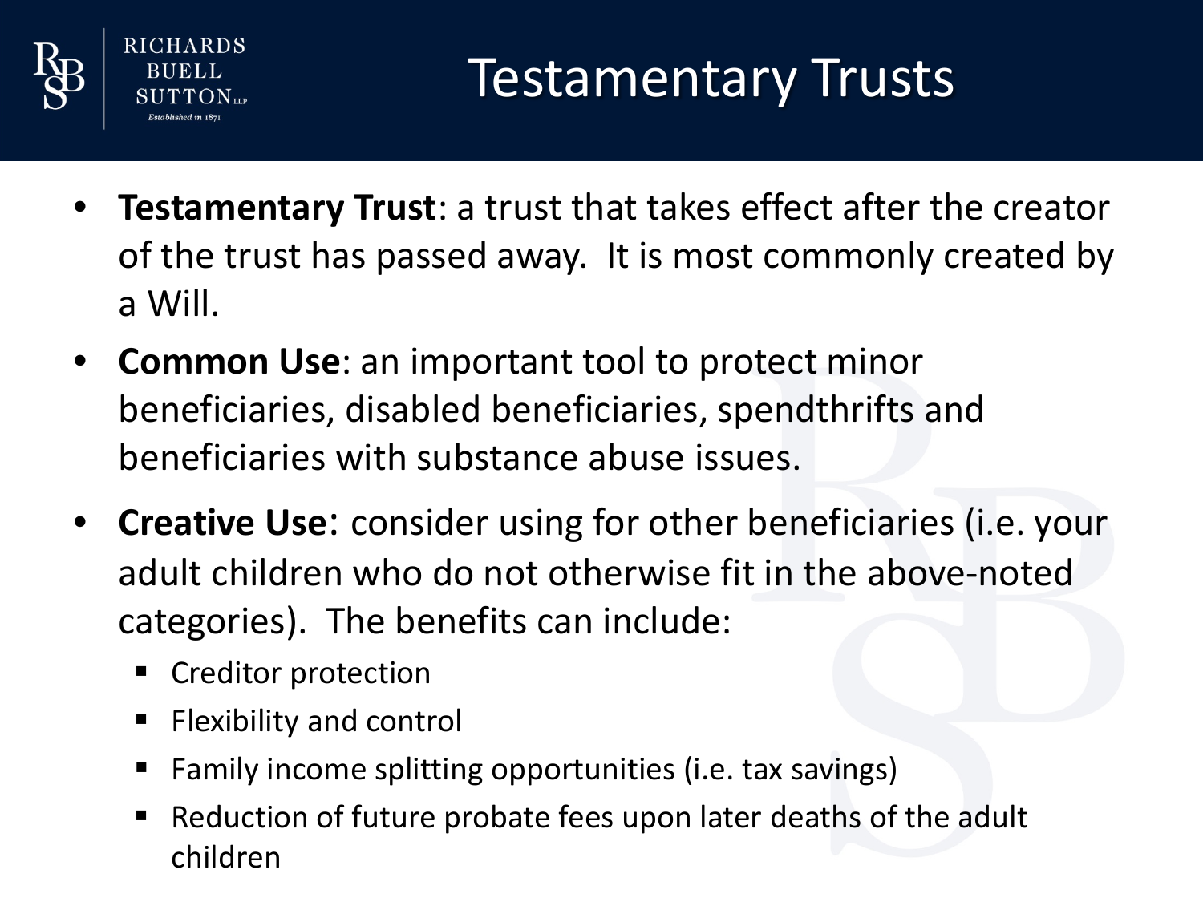# Testamentary Trusts

- **Testamentary Trust**: a trust that takes effect after the creator of the trust has passed away. It is most commonly created by a Will.
- **Common Use**: an important tool to protect minor beneficiaries, disabled beneficiaries, spendthrifts and beneficiaries with substance abuse issues.
- **Creative Use**: consider using for other beneficiaries (i.e. your adult children who do not otherwise fit in the above-noted categories). The benefits can include:
  - Creditor protection
  - Flexibility and control
  - Family income splitting opportunities (i.e. tax savings)
  - Reduction of future probate fees upon later deaths of the adult children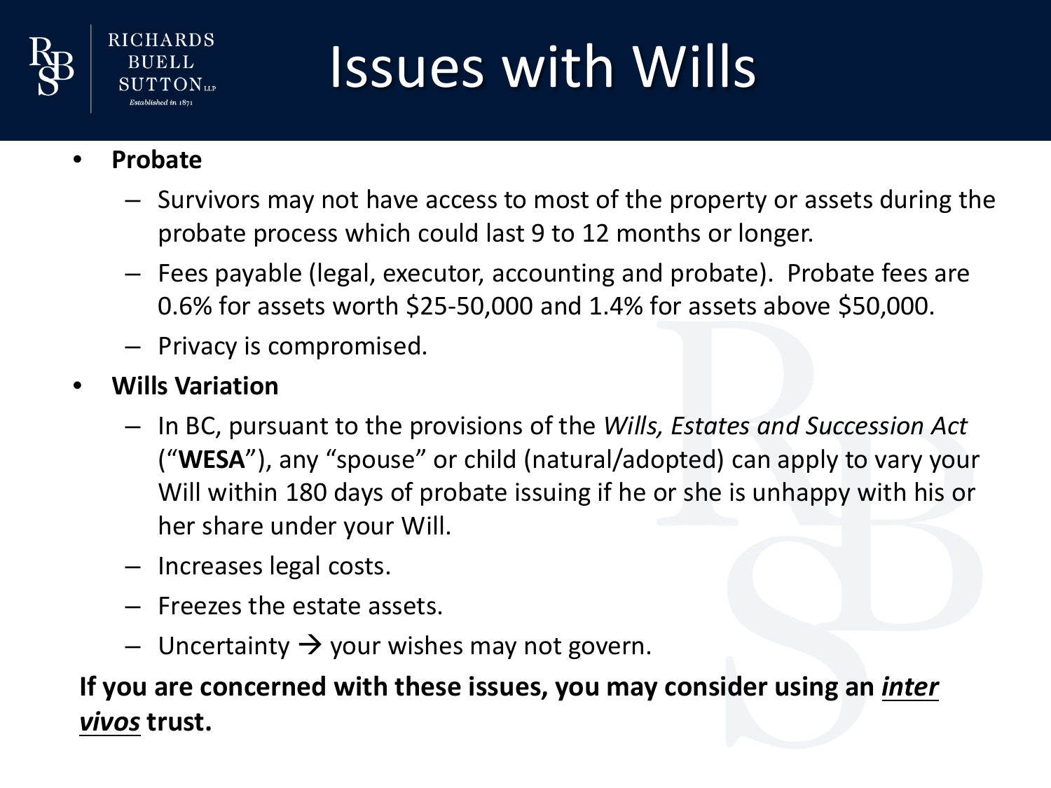# Issues with Wills

- **Probate**
  - Survivors may not have access to most of the property or assets during the probate process which could last 9 to 12 months or longer.
  - Fees payable (legal, executor, accounting and probate). Probate fees are 0.6% for assets worth $25-50,000 and 1.4% for assets above $50,000.
  - Privacy is compromised.
- **Wills Variation**
  - In BC, pursuant to the provisions of the *Wills, Estates and Succession Act* ("**WESA**"), any "spouse" or child (natural/adopted) can apply to vary your Will within 180 days of probate issuing if he or she is unhappy with his or her share under your Will.
  - Increases legal costs.
  - Freezes the estate assets.
  - Uncertainty → your wishes may not govern.

**If you are concerned with these issues, you may consider using an *inter vivos* trust.**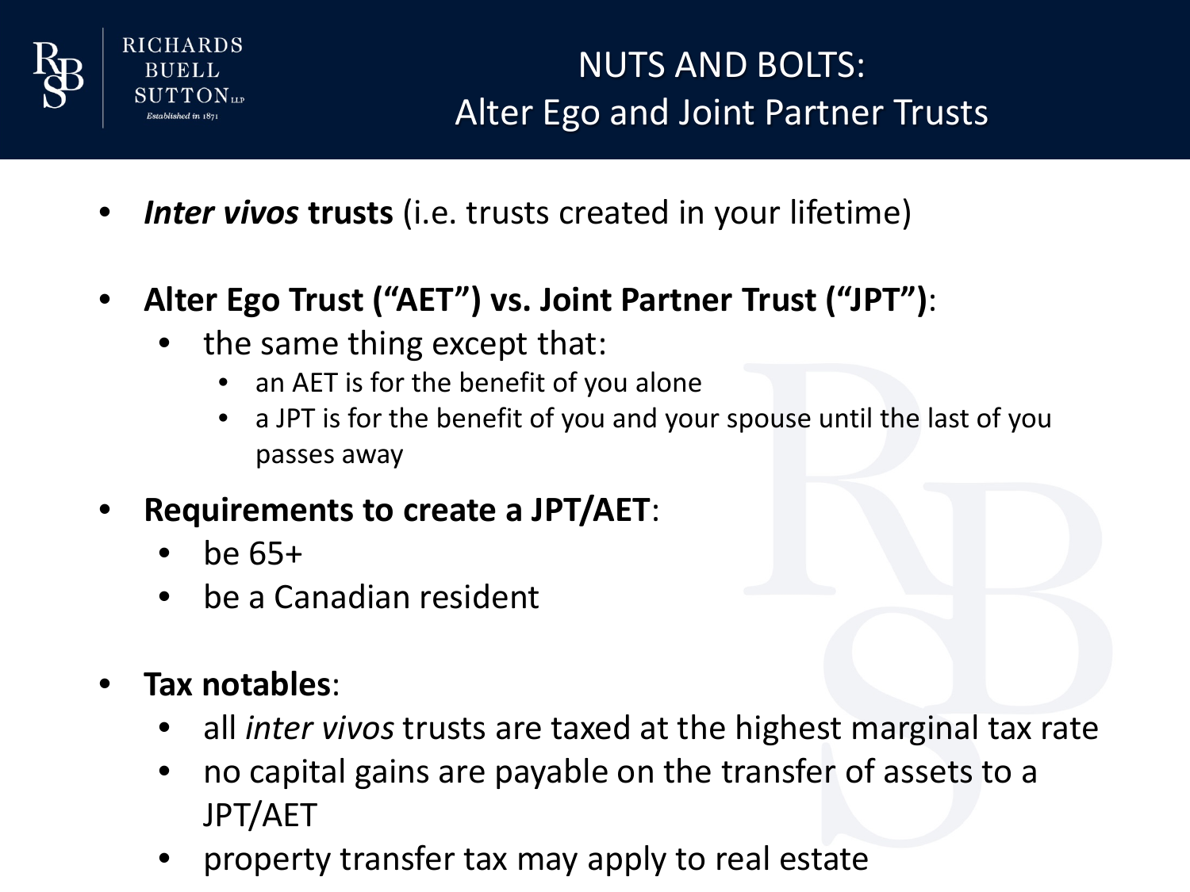# NUTS AND BOLTS: Alter Ego and Joint Partner Trusts

- ***Inter vivos* trusts** (i.e. trusts created in your lifetime)
- **Alter Ego Trust ("AET") vs. Joint Partner Trust ("JPT")**:
  - the same thing except that:
    - an AET is for the benefit of you alone
    - a JPT is for the benefit of you and your spouse until the last of you passes away
- **Requirements to create a JPT/AET**:
  - be 65+
  - be a Canadian resident
- **Tax notables**:
  - all *inter vivos* trusts are taxed at the highest marginal tax rate
  - no capital gains are payable on the transfer of assets to a JPT/AET
  - property transfer tax may apply to real estate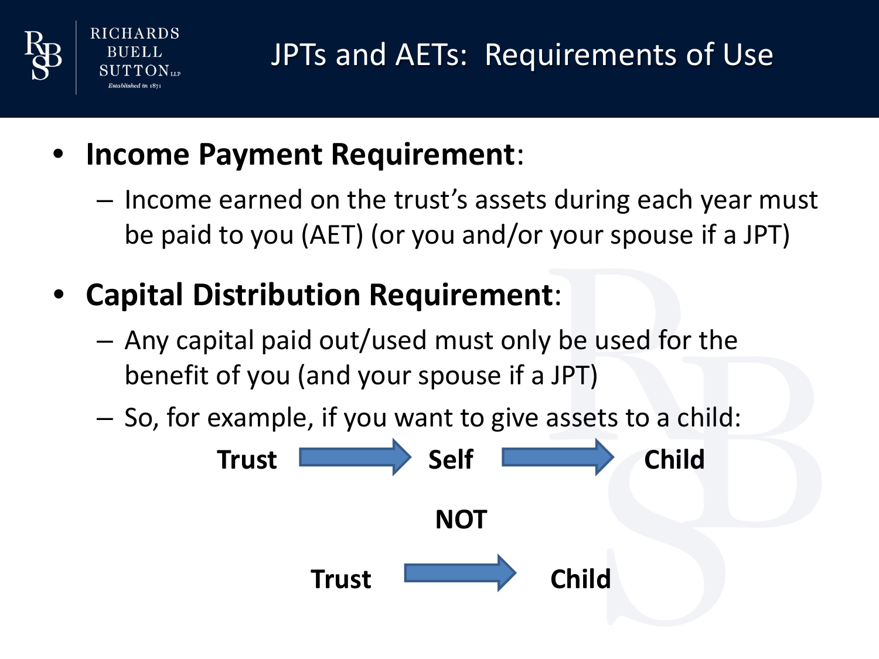# JPTs and AETs: Requirements of Use

- **Income Payment Requirement**:
  - Income earned on the trust's assets during each year must be paid to you (AET) (or you and/or your spouse if a JPT)
- **Capital Distribution Requirement**:
  - Any capital paid out/used must only be used for the benefit of you (and your spouse if a JPT)
  - So, for example, if you want to give assets to a child:

**Trust** → **Self** → **Child**

**NOT**

**Trust** → **Child**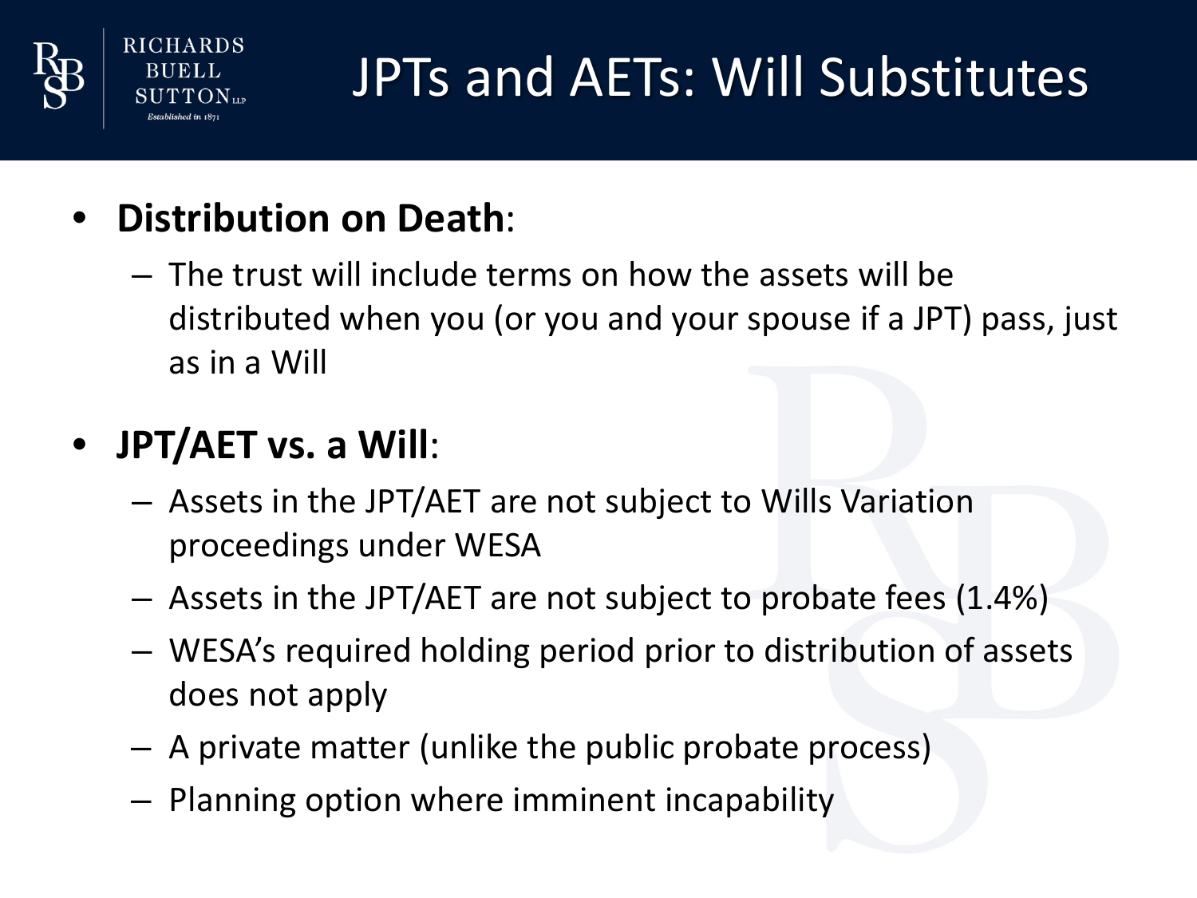# JPTs and AETs: Will Substitutes

- **Distribution on Death**:
  - The trust will include terms on how the assets will be distributed when you (or you and your spouse if a JPT) pass, just as in a Will
- **JPT/AET vs. a Will**:
  - Assets in the JPT/AET are not subject to Wills Variation proceedings under WESA
  - Assets in the JPT/AET are not subject to probate fees (1.4%)
  - WESA's required holding period prior to distribution of assets does not apply
  - A private matter (unlike the public probate process)
  - Planning option where imminent incapability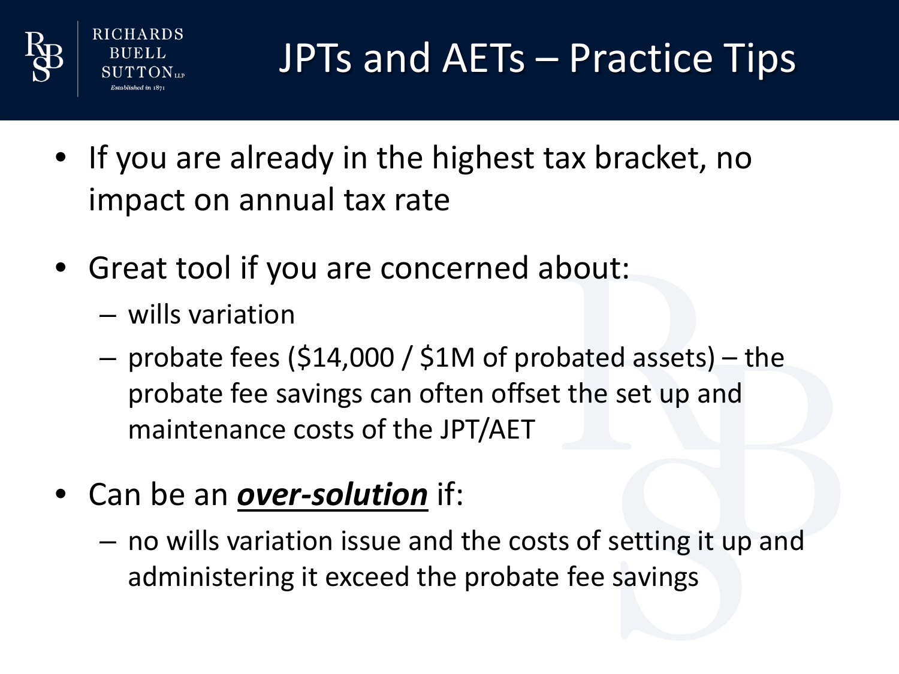# JPTs and AETs – Practice Tips

- If you are already in the highest tax bracket, no impact on annual tax rate

- Great tool if you are concerned about:
  - wills variation
  - probate fees ($14,000 / $1M of probated assets) – the probate fee savings can often offset the set up and maintenance costs of the JPT/AET

- Can be an ***over-solution*** if:
  - no wills variation issue and the costs of setting it up and administering it exceed the probate fee savings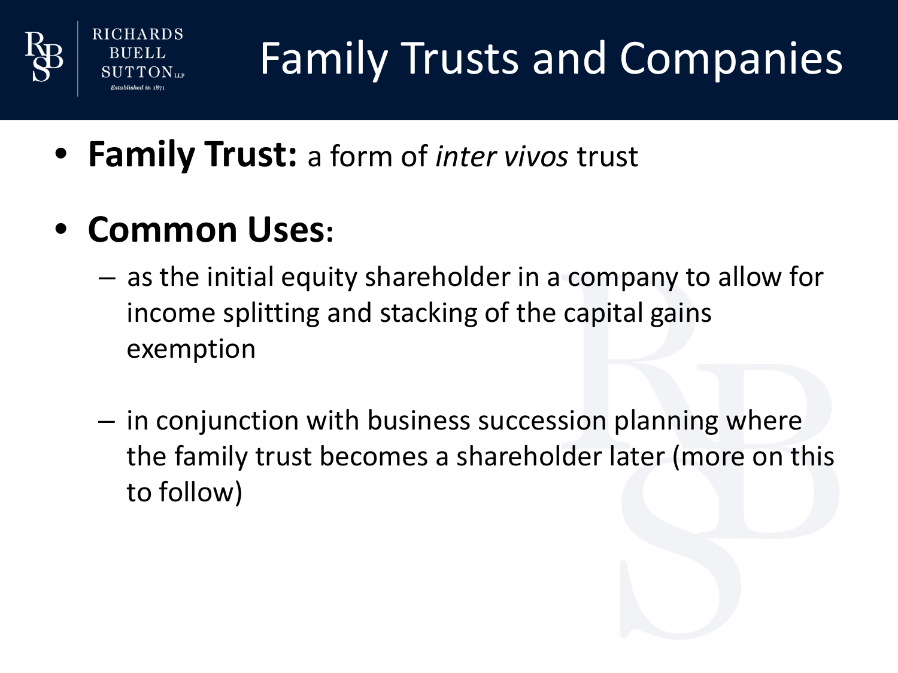# Family Trusts and Companies

- **Family Trust:** a form of *inter vivos* trust

- **Common Uses:**
  - as the initial equity shareholder in a company to allow for income splitting and stacking of the capital gains exemption
  - in conjunction with business succession planning where the family trust becomes a shareholder later (more on this to follow)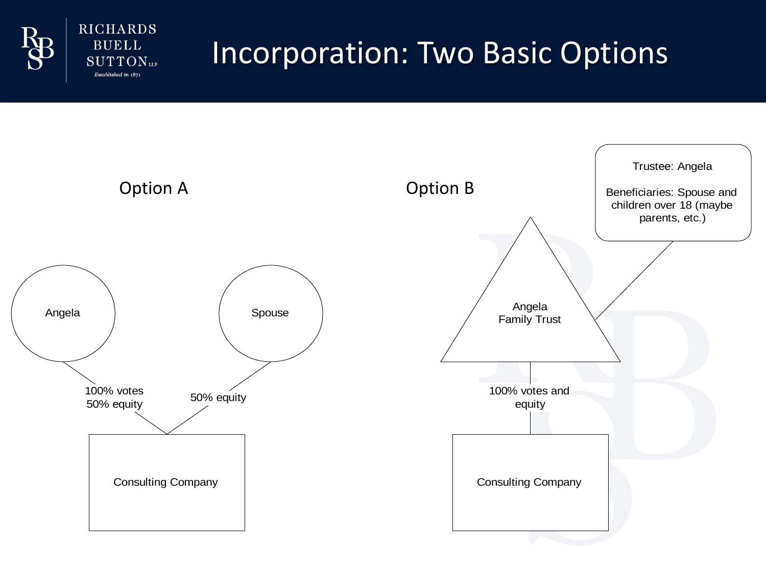# Incorporation: Two Basic Options

## Option A

- **Angela** → Consulting Company: 100% votes, 50% equity
- **Spouse** → Consulting Company: 50% equity

## Option B

- **Angela Family Trust** → Consulting Company: 100% votes and equity

Trustee: Angela

Beneficiaries: Spouse and children over 18 (maybe parents, etc.)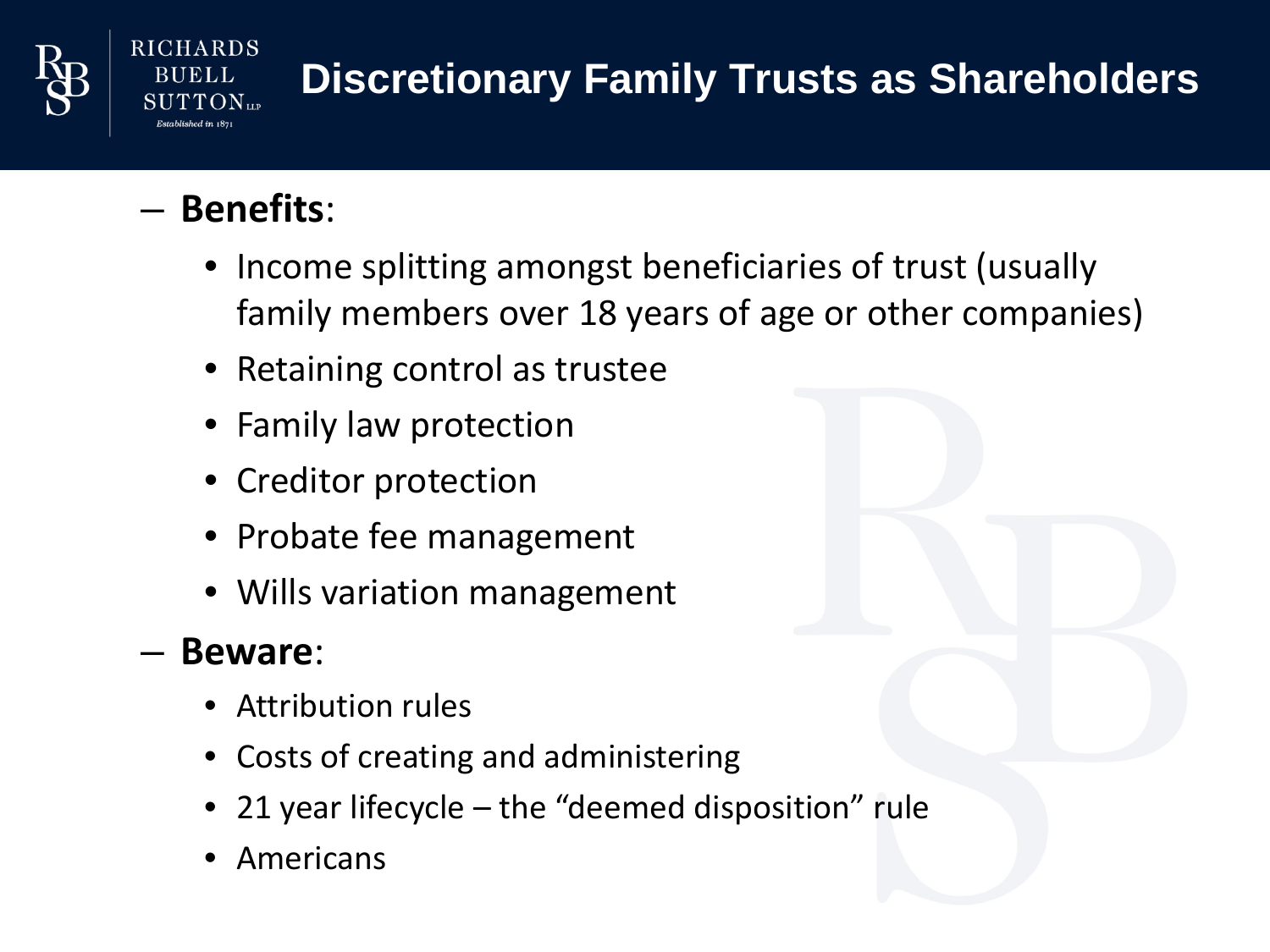# Discretionary Family Trusts as Shareholders

- **Benefits**:
  - Income splitting amongst beneficiaries of trust (usually family members over 18 years of age or other companies)
  - Retaining control as trustee
  - Family law protection
  - Creditor protection
  - Probate fee management
  - Wills variation management
- **Beware**:
  - Attribution rules
  - Costs of creating and administering
  - 21 year lifecycle – the "deemed disposition" rule
  - Americans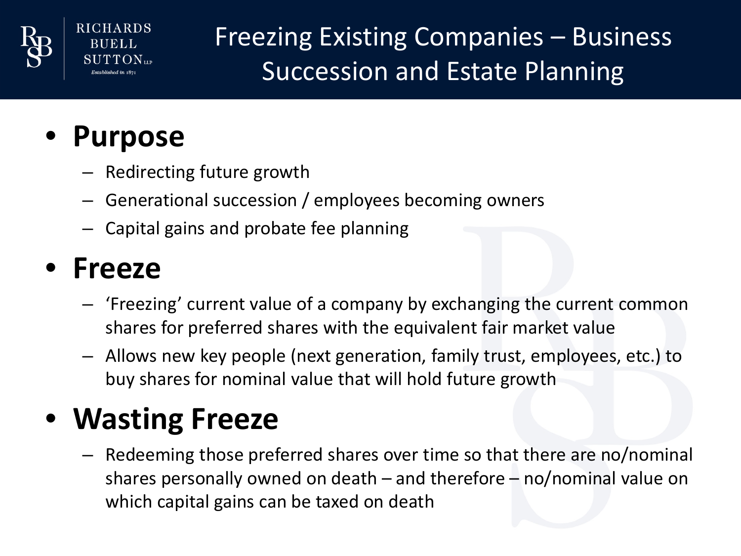# Freezing Existing Companies – Business Succession and Estate Planning

- **Purpose**
  - Redirecting future growth
  - Generational succession / employees becoming owners
  - Capital gains and probate fee planning
- **Freeze**
  - 'Freezing' current value of a company by exchanging the current common shares for preferred shares with the equivalent fair market value
  - Allows new key people (next generation, family trust, employees, etc.) to buy shares for nominal value that will hold future growth
- **Wasting Freeze**
  - Redeeming those preferred shares over time so that there are no/nominal shares personally owned on death – and therefore – no/nominal value on which capital gains can be taxed on death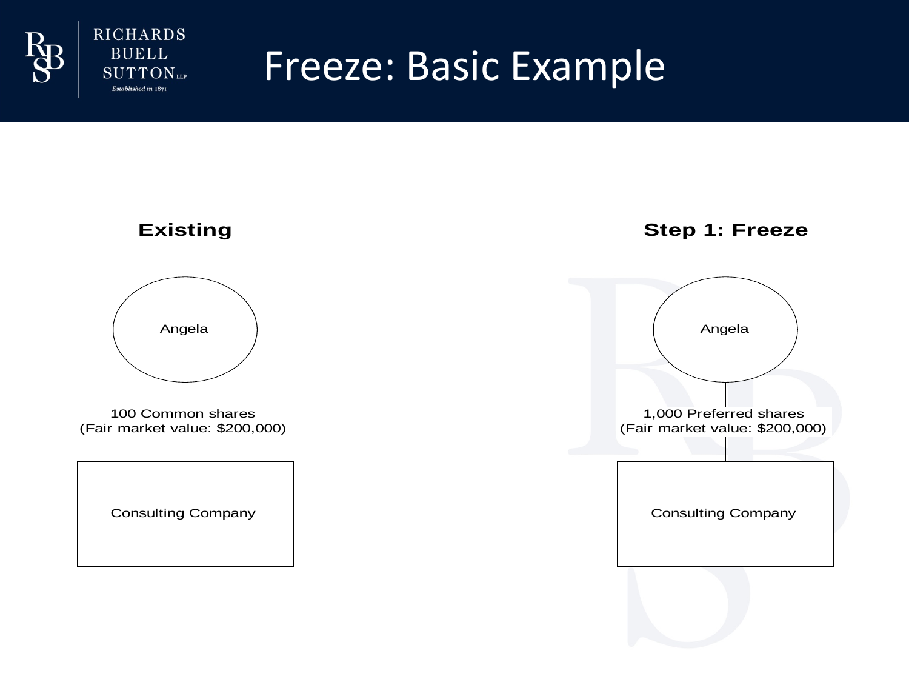# Freeze: Basic Example

## Existing

Angela

100 Common shares
(Fair market value: $200,000)

Consulting Company

## Step 1: Freeze

Angela

1,000 Preferred shares
(Fair market value: $200,000)

Consulting Company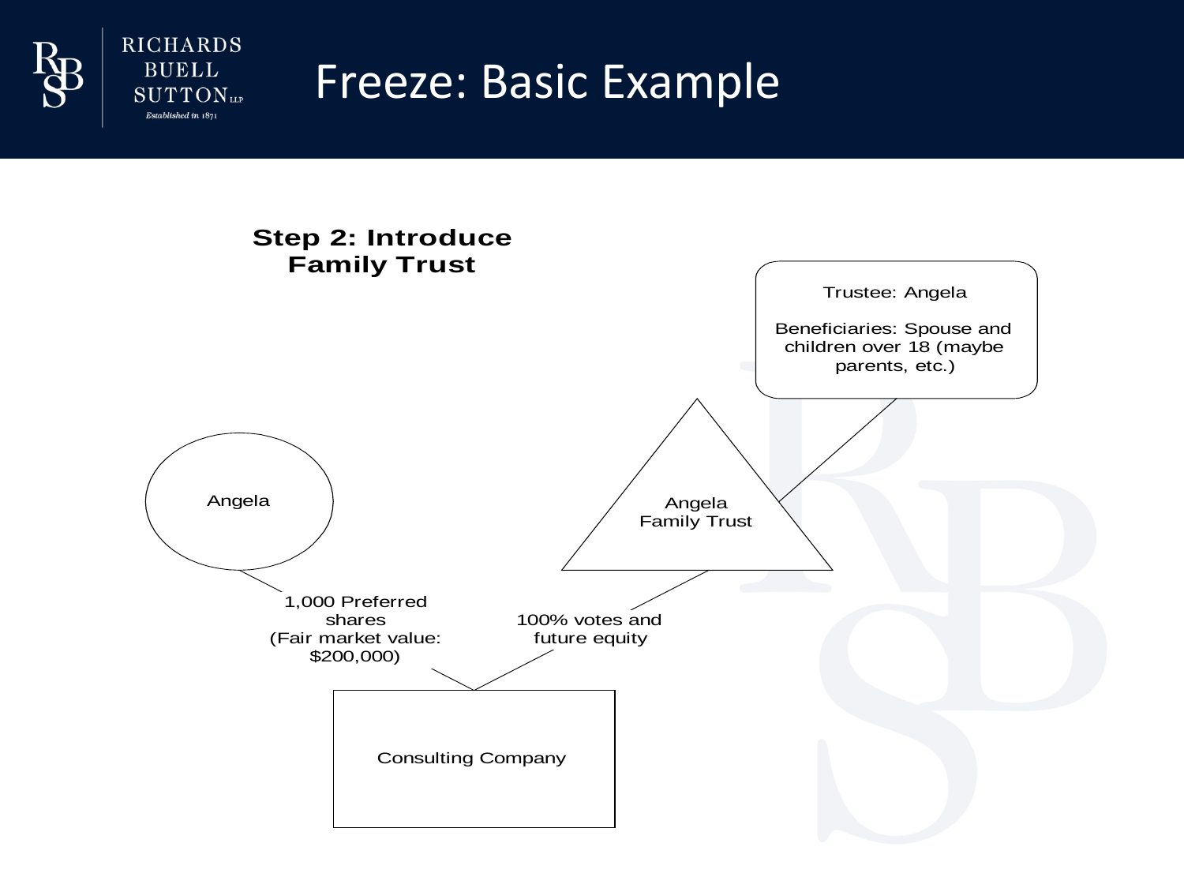# Freeze: Basic Example

## Step 2: Introduce Family Trust

Trustee: Angela

Beneficiaries: Spouse and children over 18 (maybe parents, etc.)

Angela

Angela Family Trust

1,000 Preferred shares (Fair market value: $200,000)

100% votes and future equity

Consulting Company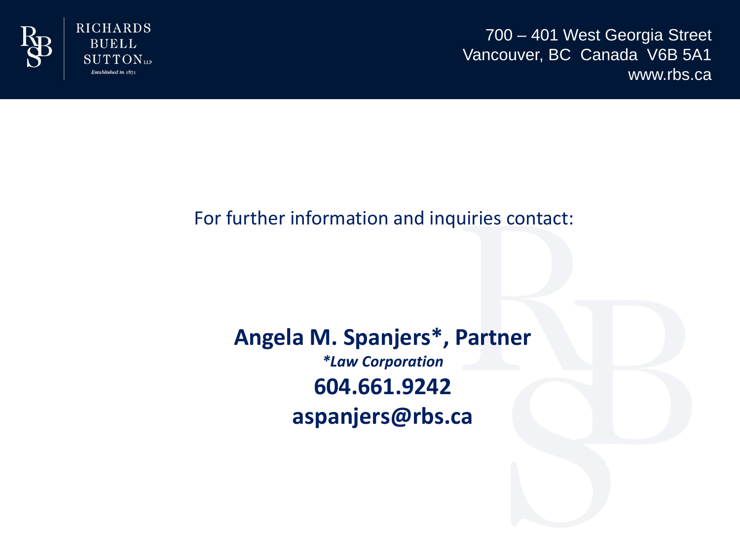RICHARDS BUELL SUTTON LLP

Established in 1871

700 – 401 West Georgia Street
Vancouver, BC Canada V6B 5A1
www.rbs.ca

For further information and inquiries contact:

**Angela M. Spanjers*, Partner**

***Law Corporation***

**604.661.9242**

**aspanjers@rbs.ca**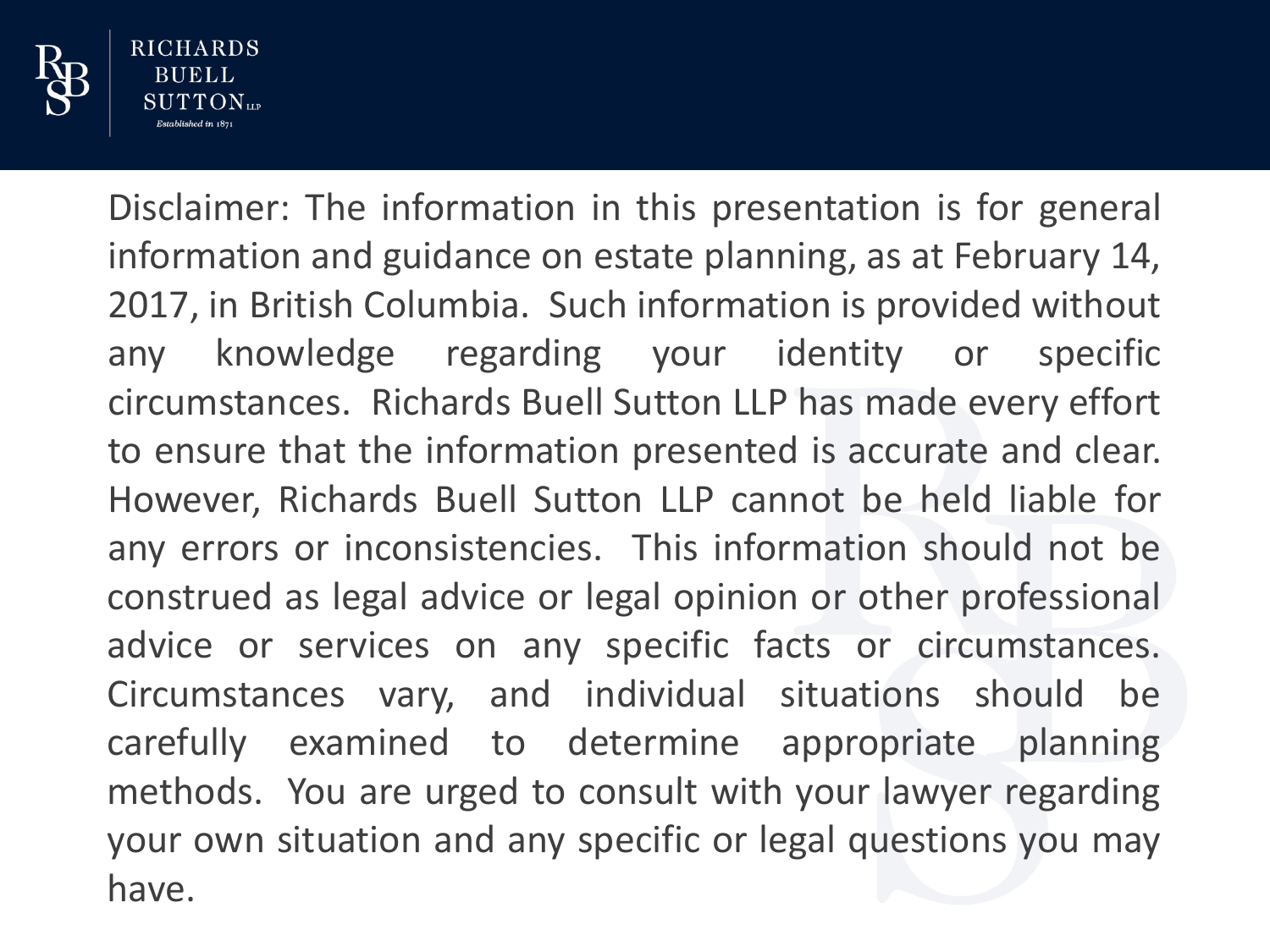Disclaimer: The information in this presentation is for general information and guidance on estate planning, as at February 14, 2017, in British Columbia. Such information is provided without any knowledge regarding your identity or specific circumstances. Richards Buell Sutton LLP has made every effort to ensure that the information presented is accurate and clear. However, Richards Buell Sutton LLP cannot be held liable for any errors or inconsistencies. This information should not be construed as legal advice or legal opinion or other professional advice or services on any specific facts or circumstances. Circumstances vary, and individual situations should be carefully examined to determine appropriate planning methods. You are urged to consult with your lawyer regarding your own situation and any specific or legal questions you may have.